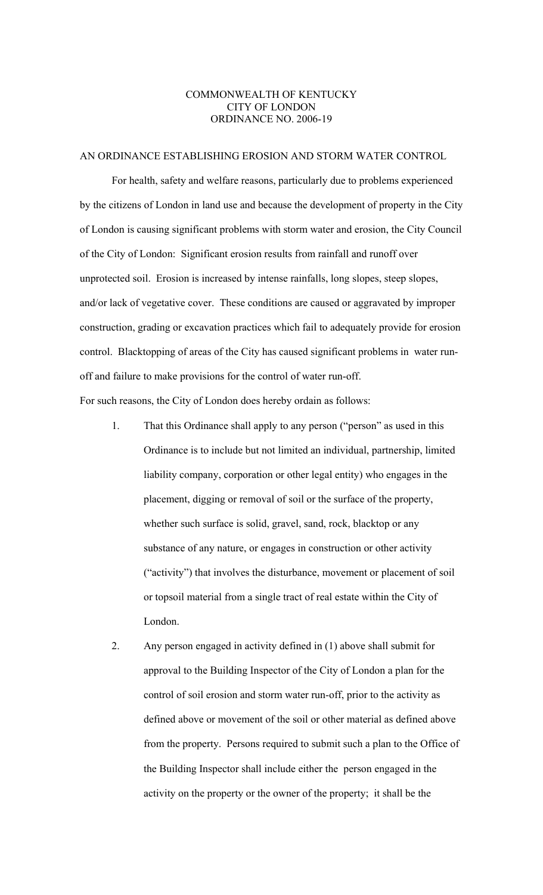COMMONWEALTH OF KENTUCKY
CITY OF LONDON
ORDINANCE NO. 2006-19

AN ORDINANCE ESTABLISHING EROSION AND STORM WATER CONTROL

For health, safety and welfare reasons, particularly due to problems experienced by the citizens of London in land use and because the development of property in the City of London is causing significant problems with storm water and erosion, the City Council of the City of London: Significant erosion results from rainfall and runoff over unprotected soil. Erosion is increased by intense rainfalls, long slopes, steep slopes, and/or lack of vegetative cover. These conditions are caused or aggravated by improper construction, grading or excavation practices which fail to adequately provide for erosion control. Blacktopping of areas of the City has caused significant problems in water run-off and failure to make provisions for the control of water run-off.

For such reasons, the City of London does hereby ordain as follows:

1. That this Ordinance shall apply to any person ("person" as used in this Ordinance is to include but not limited an individual, partnership, limited liability company, corporation or other legal entity) who engages in the placement, digging or removal of soil or the surface of the property, whether such surface is solid, gravel, sand, rock, blacktop or any substance of any nature, or engages in construction or other activity ("activity") that involves the disturbance, movement or placement of soil or topsoil material from a single tract of real estate within the City of London.

2. Any person engaged in activity defined in (1) above shall submit for approval to the Building Inspector of the City of London a plan for the control of soil erosion and storm water run-off, prior to the activity as defined above or movement of the soil or other material as defined above from the property. Persons required to submit such a plan to the Office of the Building Inspector shall include either the person engaged in the activity on the property or the owner of the property; it shall be the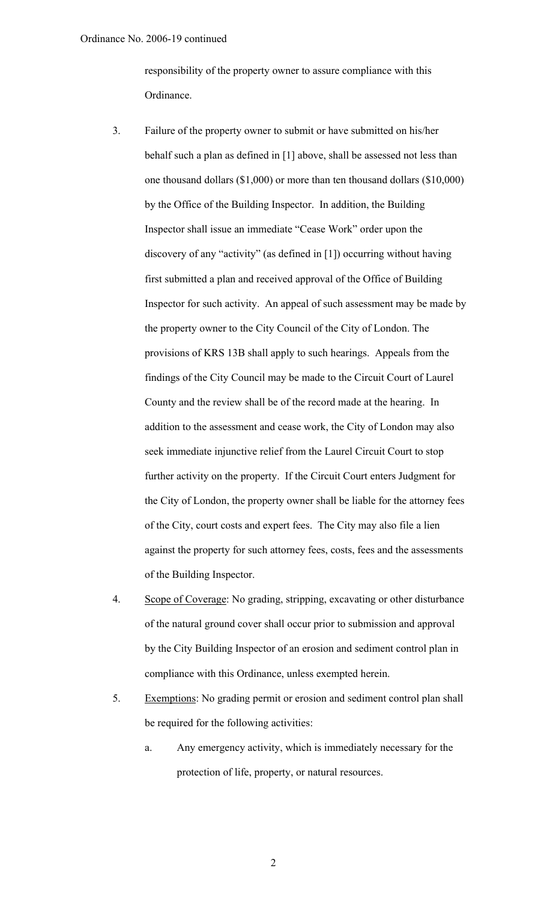responsibility of the property owner to assure compliance with this Ordinance.

3. Failure of the property owner to submit or have submitted on his/her behalf such a plan as defined in [1] above, shall be assessed not less than one thousand dollars ($1,000) or more than ten thousand dollars ($10,000) by the Office of the Building Inspector. In addition, the Building Inspector shall issue an immediate "Cease Work" order upon the discovery of any "activity" (as defined in [1]) occurring without having first submitted a plan and received approval of the Office of Building Inspector for such activity. An appeal of such assessment may be made by the property owner to the City Council of the City of London. The provisions of KRS 13B shall apply to such hearings. Appeals from the findings of the City Council may be made to the Circuit Court of Laurel County and the review shall be of the record made at the hearing. In addition to the assessment and cease work, the City of London may also seek immediate injunctive relief from the Laurel Circuit Court to stop further activity on the property. If the Circuit Court enters Judgment for the City of London, the property owner shall be liable for the attorney fees of the City, court costs and expert fees. The City may also file a lien against the property for such attorney fees, costs, fees and the assessments of the Building Inspector.

4. <u>Scope of Coverage</u>: No grading, stripping, excavating or other disturbance of the natural ground cover shall occur prior to submission and approval by the City Building Inspector of an erosion and sediment control plan in compliance with this Ordinance, unless exempted herein.

5. <u>Exemptions</u>: No grading permit or erosion and sediment control plan shall be required for the following activities:

   a. Any emergency activity, which is immediately necessary for the protection of life, property, or natural resources.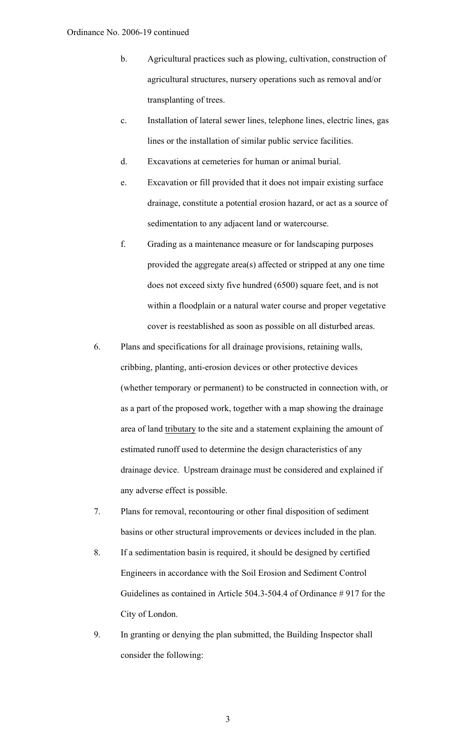b. Agricultural practices such as plowing, cultivation, construction of agricultural structures, nursery operations such as removal and/or transplanting of trees.

c. Installation of lateral sewer lines, telephone lines, electric lines, gas lines or the installation of similar public service facilities.

d. Excavations at cemeteries for human or animal burial.

e. Excavation or fill provided that it does not impair existing surface drainage, constitute a potential erosion hazard, or act as a source of sedimentation to any adjacent land or watercourse.

f. Grading as a maintenance measure or for landscaping purposes provided the aggregate area(s) affected or stripped at any one time does not exceed sixty five hundred (6500) square feet, and is not within a floodplain or a natural water course and proper vegetative cover is reestablished as soon as possible on all disturbed areas.

6. Plans and specifications for all drainage provisions, retaining walls, cribbing, planting, anti-erosion devices or other protective devices (whether temporary or permanent) to be constructed in connection with, or as a part of the proposed work, together with a map showing the drainage area of land <u>tributary</u> to the site and a statement explaining the amount of estimated runoff used to determine the design characteristics of any drainage device. Upstream drainage must be considered and explained if any adverse effect is possible.

7. Plans for removal, recontouring or other final disposition of sediment basins or other structural improvements or devices included in the plan.

8. If a sedimentation basin is required, it should be designed by certified Engineers in accordance with the Soil Erosion and Sediment Control Guidelines as contained in Article 504.3-504.4 of Ordinance # 917 for the City of London.

9. In granting or denying the plan submitted, the Building Inspector shall consider the following: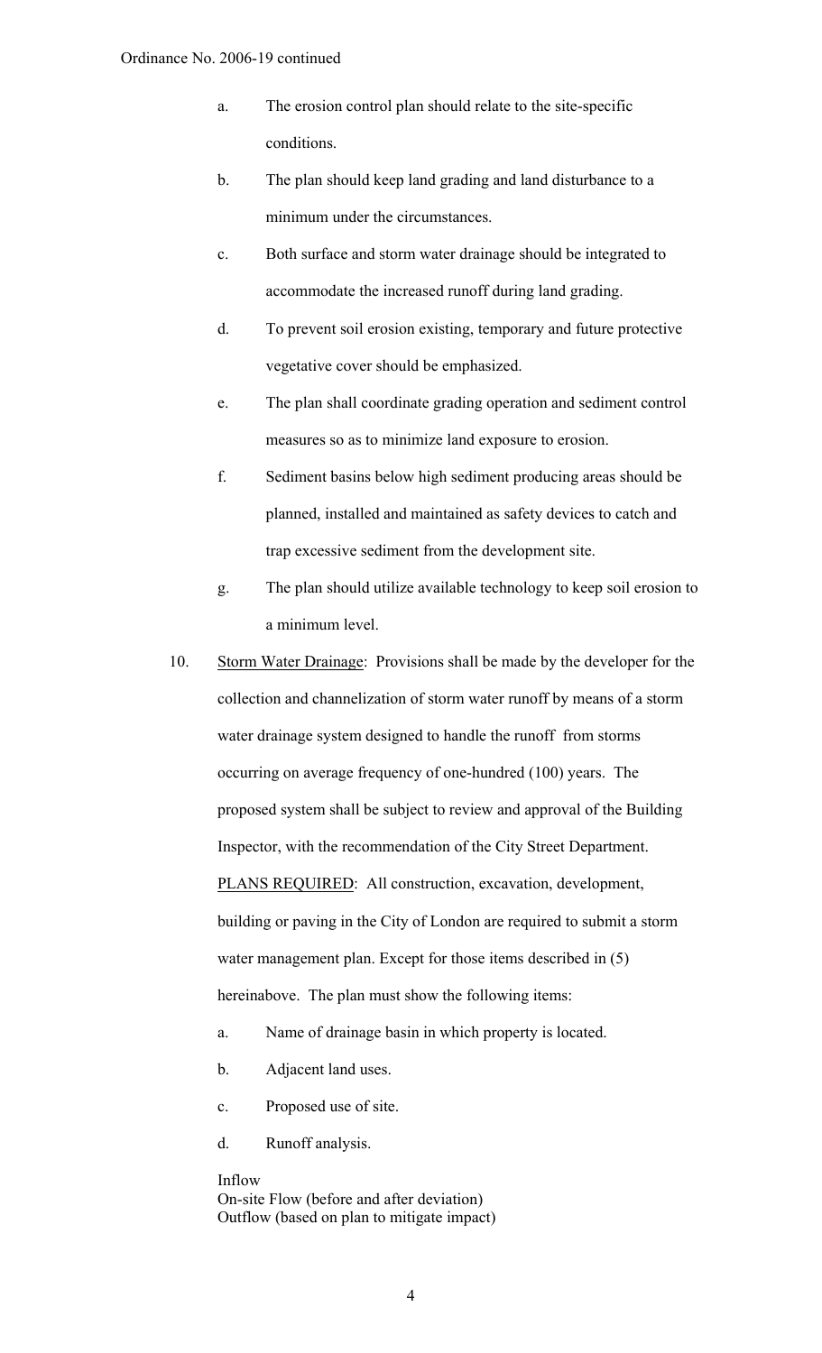Ordinance No. 2006-19 continued

a. The erosion control plan should relate to the site-specific conditions.

b. The plan should keep land grading and land disturbance to a minimum under the circumstances.

c. Both surface and storm water drainage should be integrated to accommodate the increased runoff during land grading.

d. To prevent soil erosion existing, temporary and future protective vegetative cover should be emphasized.

e. The plan shall coordinate grading operation and sediment control measures so as to minimize land exposure to erosion.

f. Sediment basins below high sediment producing areas should be planned, installed and maintained as safety devices to catch and trap excessive sediment from the development site.

g. The plan should utilize available technology to keep soil erosion to a minimum level.

10. Storm Water Drainage: Provisions shall be made by the developer for the collection and channelization of storm water runoff by means of a storm water drainage system designed to handle the runoff from storms occurring on average frequency of one-hundred (100) years. The proposed system shall be subject to review and approval of the Building Inspector, with the recommendation of the City Street Department.

PLANS REQUIRED: All construction, excavation, development, building or paving in the City of London are required to submit a storm water management plan. Except for those items described in (5) hereinabove. The plan must show the following items:

a. Name of drainage basin in which property is located.

b. Adjacent land uses.

c. Proposed use of site.

d. Runoff analysis.

Inflow
On-site Flow (before and after deviation)
Outflow (based on plan to mitigate impact)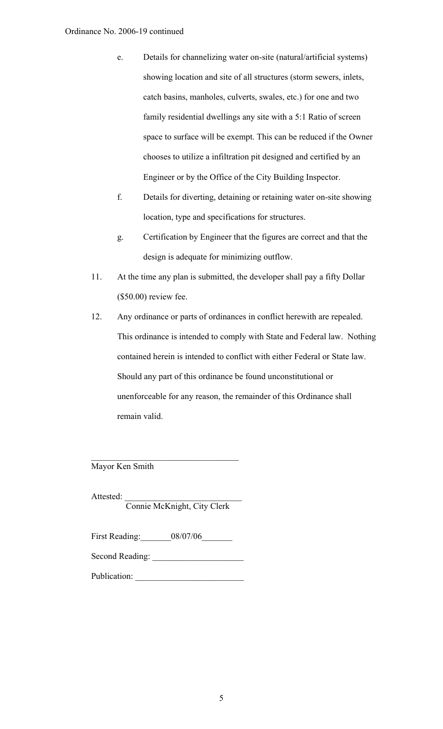e. Details for channelizing water on-site (natural/artificial systems) showing location and site of all structures (storm sewers, inlets, catch basins, manholes, culverts, swales, etc.) for one and two family residential dwellings any site with a 5:1 Ratio of screen space to surface will be exempt. This can be reduced if the Owner chooses to utilize a infiltration pit designed and certified by an Engineer or by the Office of the City Building Inspector.

f. Details for diverting, detaining or retaining water on-site showing location, type and specifications for structures.

g. Certification by Engineer that the figures are correct and that the design is adequate for minimizing outflow.

11. At the time any plan is submitted, the developer shall pay a fifty Dollar ($50.00) review fee.

12. Any ordinance or parts of ordinances in conflict herewith are repealed. This ordinance is intended to comply with State and Federal law. Nothing contained herein is intended to conflict with either Federal or State law. Should any part of this ordinance be found unconstitutional or unenforceable for any reason, the remainder of this Ordinance shall remain valid.

\_\_\_\_\_\_\_\_\_\_\_\_\_\_\_\_\_\_\_\_\_\_\_\_\_\_\_\_\_\_\_\_\_\_

Mayor Ken Smith

Attested: \_\_\_\_\_\_\_\_\_\_\_\_\_\_\_\_\_\_\_\_\_\_\_\_\_\_\_

Connie McKnight, City Clerk

First Reading: 08/07/06

Second Reading: \_\_\_\_\_\_\_\_\_\_\_\_\_\_\_\_\_\_\_\_

Publication: \_\_\_\_\_\_\_\_\_\_\_\_\_\_\_\_\_\_\_\_\_\_\_\_